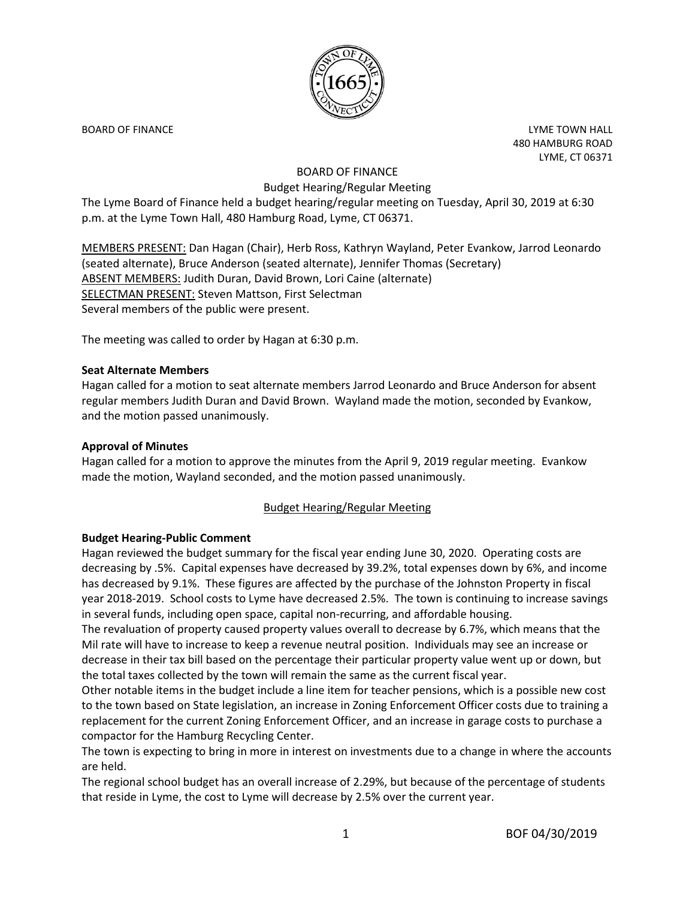BOARD OF FINANCE

LYME TOWN HALL
480 HAMBURG ROAD
LYME, CT 06371

BOARD OF FINANCE
Budget Hearing/Regular Meeting

The Lyme Board of Finance held a budget hearing/regular meeting on Tuesday, April 30, 2019 at 6:30 p.m. at the Lyme Town Hall, 480 Hamburg Road, Lyme, CT 06371.

MEMBERS PRESENT: Dan Hagan (Chair), Herb Ross, Kathryn Wayland, Peter Evankow, Jarrod Leonardo (seated alternate), Bruce Anderson (seated alternate), Jennifer Thomas (Secretary)
ABSENT MEMBERS: Judith Duran, David Brown, Lori Caine (alternate)
SELECTMAN PRESENT: Steven Mattson, First Selectman
Several members of the public were present.

The meeting was called to order by Hagan at 6:30 p.m.

**Seat Alternate Members**
Hagan called for a motion to seat alternate members Jarrod Leonardo and Bruce Anderson for absent regular members Judith Duran and David Brown. Wayland made the motion, seconded by Evankow, and the motion passed unanimously.

**Approval of Minutes**
Hagan called for a motion to approve the minutes from the April 9, 2019 regular meeting. Evankow made the motion, Wayland seconded, and the motion passed unanimously.

Budget Hearing/Regular Meeting

**Budget Hearing-Public Comment**
Hagan reviewed the budget summary for the fiscal year ending June 30, 2020. Operating costs are decreasing by .5%. Capital expenses have decreased by 39.2%, total expenses down by 6%, and income has decreased by 9.1%. These figures are affected by the purchase of the Johnston Property in fiscal year 2018-2019. School costs to Lyme have decreased 2.5%. The town is continuing to increase savings in several funds, including open space, capital non-recurring, and affordable housing.
The revaluation of property caused property values overall to decrease by 6.7%, which means that the Mil rate will have to increase to keep a revenue neutral position. Individuals may see an increase or decrease in their tax bill based on the percentage their particular property value went up or down, but the total taxes collected by the town will remain the same as the current fiscal year.
Other notable items in the budget include a line item for teacher pensions, which is a possible new cost to the town based on State legislation, an increase in Zoning Enforcement Officer costs due to training a replacement for the current Zoning Enforcement Officer, and an increase in garage costs to purchase a compactor for the Hamburg Recycling Center.
The town is expecting to bring in more in interest on investments due to a change in where the accounts are held.
The regional school budget has an overall increase of 2.29%, but because of the percentage of students that reside in Lyme, the cost to Lyme will decrease by 2.5% over the current year.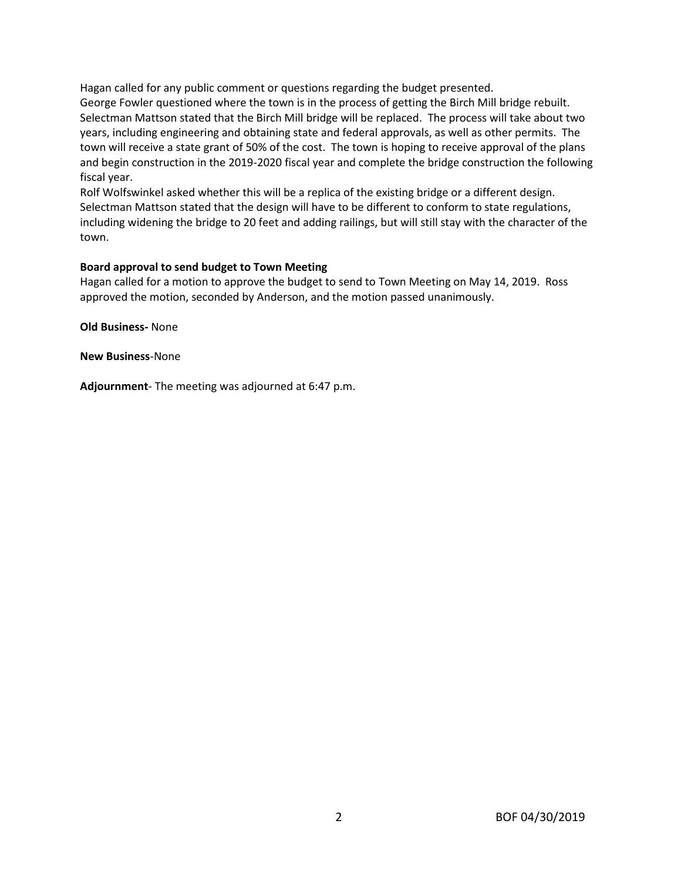Hagan called for any public comment or questions regarding the budget presented.
George Fowler questioned where the town is in the process of getting the Birch Mill bridge rebuilt. Selectman Mattson stated that the Birch Mill bridge will be replaced. The process will take about two years, including engineering and obtaining state and federal approvals, as well as other permits. The town will receive a state grant of 50% of the cost. The town is hoping to receive approval of the plans and begin construction in the 2019-2020 fiscal year and complete the bridge construction the following fiscal year.
Rolf Wolfswinkel asked whether this will be a replica of the existing bridge or a different design. Selectman Mattson stated that the design will have to be different to conform to state regulations, including widening the bridge to 20 feet and adding railings, but will still stay with the character of the town.

**Board approval to send budget to Town Meeting**
Hagan called for a motion to approve the budget to send to Town Meeting on May 14, 2019. Ross approved the motion, seconded by Anderson, and the motion passed unanimously.

**Old Business-** None

**New Business**-None

**Adjournment**- The meeting was adjourned at 6:47 p.m.